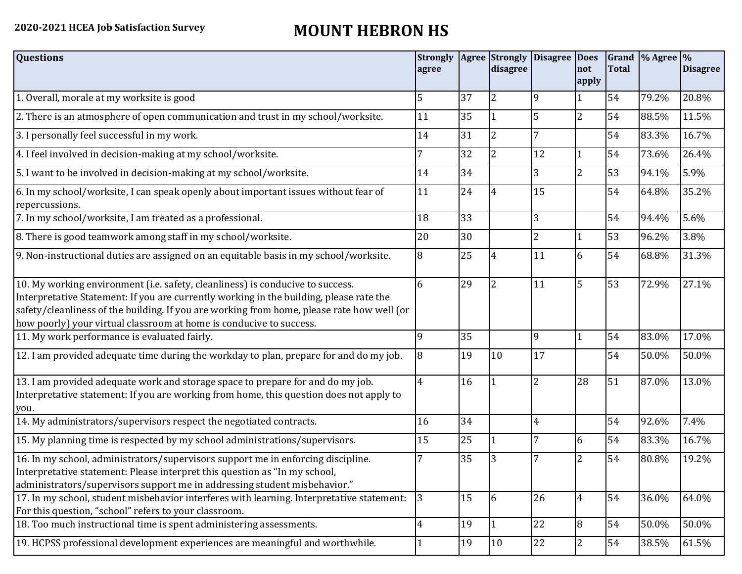**2020-2021 HCEA Job Satisfaction Survey**

# MOUNT HEBRON HS

| Questions | Strongly agree | Agree | Strongly disagree | Disagree | Does not apply | Grand Total | % Agree | % Disagree |
|---|---|---|---|---|---|---|---|---|
| 1. Overall, morale at my worksite is good | 5 | 37 | 2 | 9 | 1 | 54 | 79.2% | 20.8% |
| 2. There is an atmosphere of open communication and trust in my school/worksite. | 11 | 35 | 1 | 5 | 2 | 54 | 88.5% | 11.5% |
| 3. I personally feel successful in my work. | 14 | 31 | 2 | 7 | | 54 | 83.3% | 16.7% |
| 4. I feel involved in decision-making at my school/worksite. | 7 | 32 | 2 | 12 | 1 | 54 | 73.6% | 26.4% |
| 5. I want to be involved in decision-making at my school/worksite. | 14 | 34 | | 3 | 2 | 53 | 94.1% | 5.9% |
| 6. In my school/worksite, I can speak openly about important issues without fear of repercussions. | 11 | 24 | 4 | 15 | | 54 | 64.8% | 35.2% |
| 7. In my school/worksite, I am treated as a professional. | 18 | 33 | | 3 | | 54 | 94.4% | 5.6% |
| 8. There is good teamwork among staff in my school/worksite. | 20 | 30 | | 2 | 1 | 53 | 96.2% | 3.8% |
| 9. Non-instructional duties are assigned on an equitable basis in my school/worksite. | 8 | 25 | 4 | 11 | 6 | 54 | 68.8% | 31.3% |
| 10. My working environment (i.e. safety, cleanliness) is conducive to success. Interpretative Statement: If you are currently working in the building, please rate the safety/cleanliness of the building. If you are working from home, please rate how well (or how poorly) your virtual classroom at home is conducive to success. | 6 | 29 | 2 | 11 | 5 | 53 | 72.9% | 27.1% |
| 11. My work performance is evaluated fairly. | 9 | 35 | | 9 | 1 | 54 | 83.0% | 17.0% |
| 12. I am provided adequate time during the workday to plan, prepare for and do my job. | 8 | 19 | 10 | 17 | | 54 | 50.0% | 50.0% |
| 13. I am provided adequate work and storage space to prepare for and do my job. Interpretative statement: If you are working from home, this question does not apply to you. | 4 | 16 | 1 | 2 | 28 | 51 | 87.0% | 13.0% |
| 14. My administrators/supervisors respect the negotiated contracts. | 16 | 34 | | 4 | | 54 | 92.6% | 7.4% |
| 15. My planning time is respected by my school administrations/supervisors. | 15 | 25 | 1 | 7 | 6 | 54 | 83.3% | 16.7% |
| 16. In my school, administrators/supervisors support me in enforcing discipline. Interpretative statement: Please interpret this question as "In my school, administrators/supervisors support me in addressing student misbehavior." | 7 | 35 | 3 | 7 | 2 | 54 | 80.8% | 19.2% |
| 17. In my school, student misbehavior interferes with learning. Interpretative statement: For this question, "school" refers to your classroom. | 3 | 15 | 6 | 26 | 4 | 54 | 36.0% | 64.0% |
| 18. Too much instructional time is spent administering assessments. | 4 | 19 | 1 | 22 | 8 | 54 | 50.0% | 50.0% |
| 19. HCPSS professional development experiences are meaningful and worthwhile. | 1 | 19 | 10 | 22 | 2 | 54 | 38.5% | 61.5% |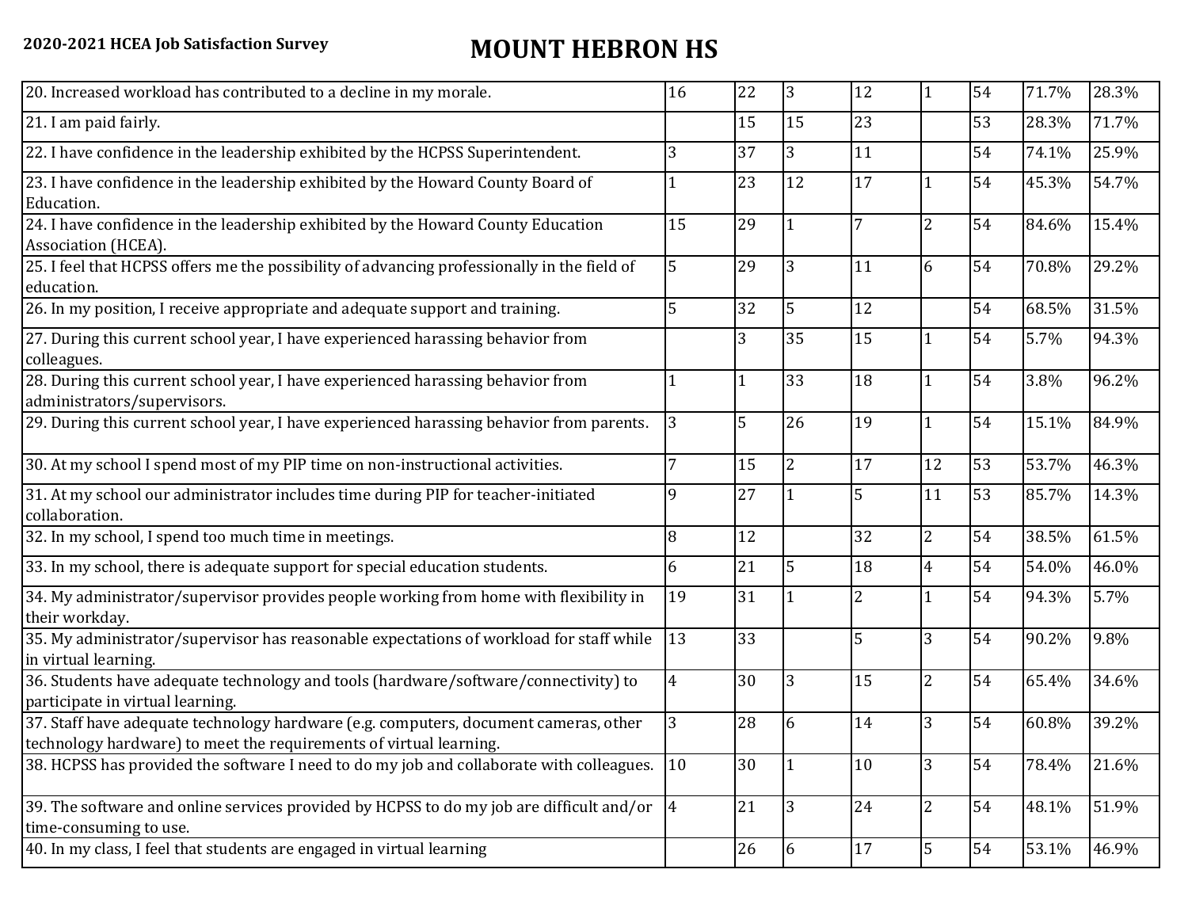| | | | | | | | |
|---|---|---|---|---|---|---|---|
| 20. Increased workload has contributed to a decline in my morale. | 16 | 22 | 3 | 12 | 1 | 54 | 71.7% | 28.3% |
| 21. I am paid fairly. | | 15 | 15 | 23 | | 53 | 28.3% | 71.7% |
| 22. I have confidence in the leadership exhibited by the HCPSS Superintendent. | 3 | 37 | 3 | 11 | | 54 | 74.1% | 25.9% |
| 23. I have confidence in the leadership exhibited by the Howard County Board of Education. | 1 | 23 | 12 | 17 | 1 | 54 | 45.3% | 54.7% |
| 24. I have confidence in the leadership exhibited by the Howard County Education Association (HCEA). | 15 | 29 | 1 | 7 | 2 | 54 | 84.6% | 15.4% |
| 25. I feel that HCPSS offers me the possibility of advancing professionally in the field of education. | 5 | 29 | 3 | 11 | 6 | 54 | 70.8% | 29.2% |
| 26. In my position, I receive appropriate and adequate support and training. | 5 | 32 | 5 | 12 | | 54 | 68.5% | 31.5% |
| 27. During this current school year, I have experienced harassing behavior from colleagues. | | 3 | 35 | 15 | 1 | 54 | 5.7% | 94.3% |
| 28. During this current school year, I have experienced harassing behavior from administrators/supervisors. | 1 | 1 | 33 | 18 | 1 | 54 | 3.8% | 96.2% |
| 29. During this current school year, I have experienced harassing behavior from parents. | 3 | 5 | 26 | 19 | 1 | 54 | 15.1% | 84.9% |
| 30. At my school I spend most of my PIP time on non-instructional activities. | 7 | 15 | 2 | 17 | 12 | 53 | 53.7% | 46.3% |
| 31. At my school our administrator includes time during PIP for teacher-initiated collaboration. | 9 | 27 | 1 | 5 | 11 | 53 | 85.7% | 14.3% |
| 32. In my school, I spend too much time in meetings. | 8 | 12 | | 32 | 2 | 54 | 38.5% | 61.5% |
| 33. In my school, there is adequate support for special education students. | 6 | 21 | 5 | 18 | 4 | 54 | 54.0% | 46.0% |
| 34. My administrator/supervisor provides people working from home with flexibility in their workday. | 19 | 31 | 1 | 2 | 1 | 54 | 94.3% | 5.7% |
| 35. My administrator/supervisor has reasonable expectations of workload for staff while in virtual learning. | 13 | 33 | | 5 | 3 | 54 | 90.2% | 9.8% |
| 36. Students have adequate technology and tools (hardware/software/connectivity) to participate in virtual learning. | 4 | 30 | 3 | 15 | 2 | 54 | 65.4% | 34.6% |
| 37. Staff have adequate technology hardware (e.g. computers, document cameras, other technology hardware) to meet the requirements of virtual learning. | 3 | 28 | 6 | 14 | 3 | 54 | 60.8% | 39.2% |
| 38. HCPSS has provided the software I need to do my job and collaborate with colleagues. | 10 | 30 | 1 | 10 | 3 | 54 | 78.4% | 21.6% |
| 39. The software and online services provided by HCPSS to do my job are difficult and/or time-consuming to use. | 4 | 21 | 3 | 24 | 2 | 54 | 48.1% | 51.9% |
| 40. In my class, I feel that students are engaged in virtual learning | | 26 | 6 | 17 | 5 | 54 | 53.1% | 46.9% |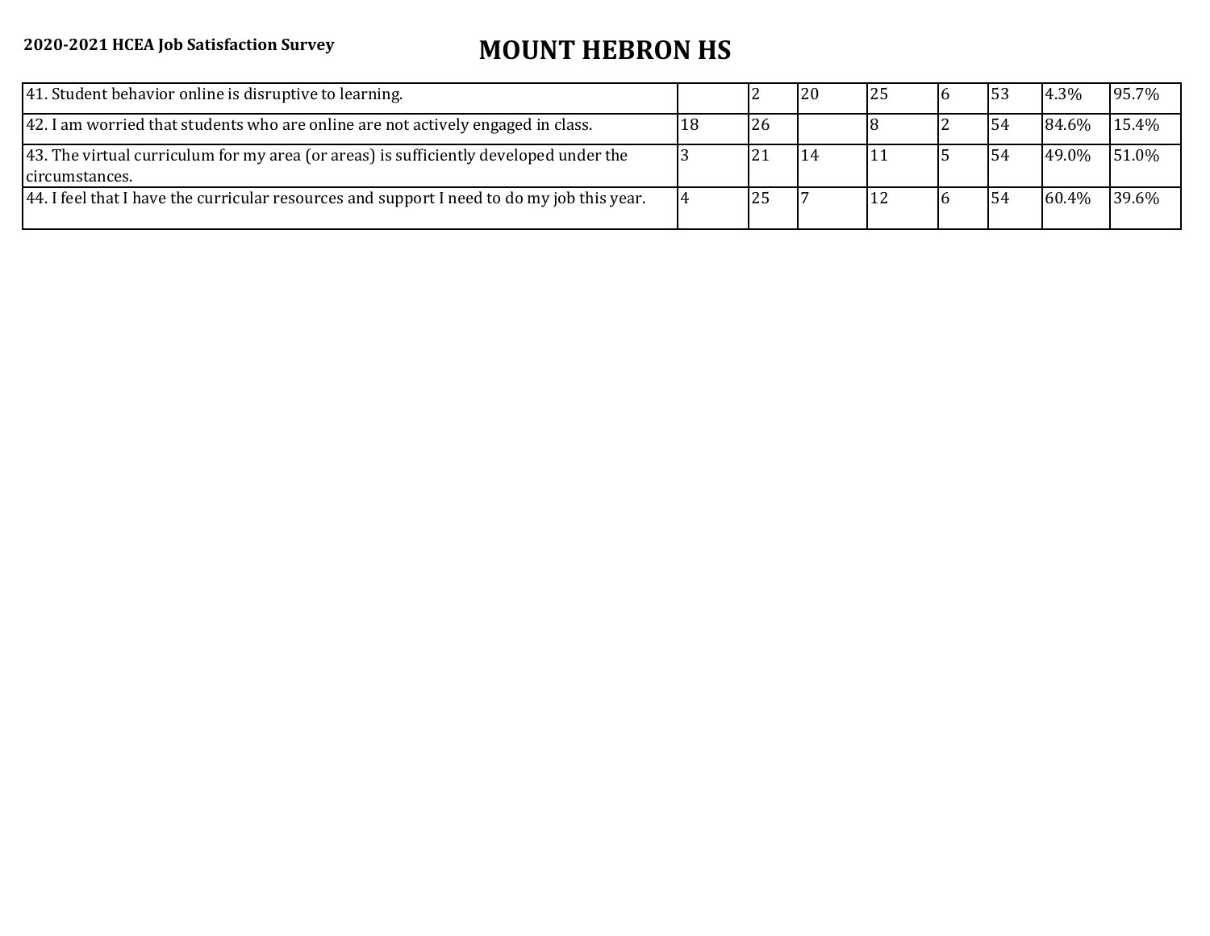**2020-2021 HCEA Job Satisfaction Survey**

# MOUNT HEBRON HS

| | | | | | | | | |
|---|---|---|---|---|---|---|---|---|
| 41. Student behavior online is disruptive to learning. | | 2 | 20 | 25 | 6 | 53 | 4.3% | 95.7% |
| 42. I am worried that students who are online are not actively engaged in class. | 18 | 26 | | 8 | 2 | 54 | 84.6% | 15.4% |
| 43. The virtual curriculum for my area (or areas) is sufficiently developed under the circumstances. | 3 | 21 | 14 | 11 | 5 | 54 | 49.0% | 51.0% |
| 44. I feel that I have the curricular resources and support I need to do my job this year. | 4 | 25 | 7 | 12 | 6 | 54 | 60.4% | 39.6% |